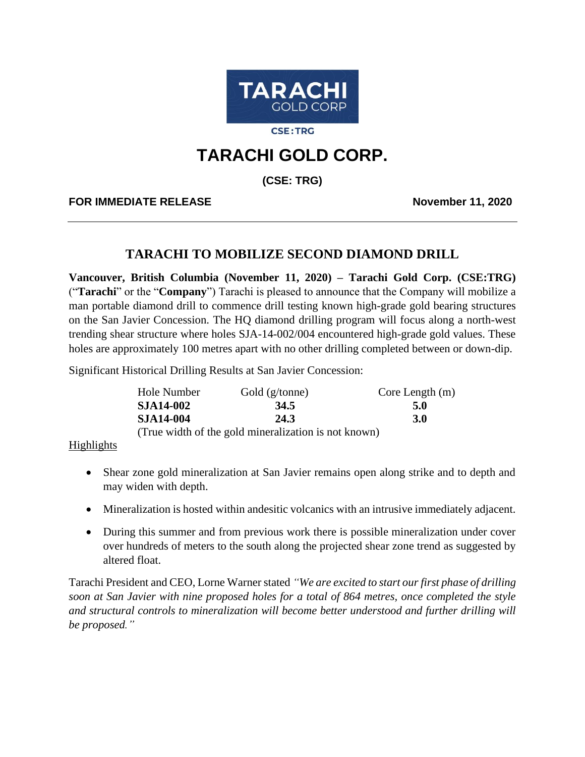TARACHI GOLD CORP

CSE:TRG

# TARACHI GOLD CORP.

**(CSE: TRG)**

**FOR IMMEDIATE RELEASE** **November 11, 2020**

---

## TARACHI TO MOBILIZE SECOND DIAMOND DRILL

**Vancouver, British Columbia (November 11, 2020) – Tarachi Gold Corp. (CSE:TRG)** ("**Tarachi**" or the "**Company**") Tarachi is pleased to announce that the Company will mobilize a man portable diamond drill to commence drill testing known high-grade gold bearing structures on the San Javier Concession. The HQ diamond drilling program will focus along a north-west trending shear structure where holes SJA-14-002/004 encountered high-grade gold values. These holes are approximately 100 metres apart with no other drilling completed between or down-dip.

Significant Historical Drilling Results at San Javier Concession:

| Hole Number | Gold (g/tonne) | Core Length (m) |
|---|---|---|
| **SJA14-002** | **34.5** | **5.0** |
| **SJA14-004** | **24.3** | **3.0** |

(True width of the gold mineralization is not known)

Highlights

- Shear zone gold mineralization at San Javier remains open along strike and to depth and may widen with depth.
- Mineralization is hosted within andesitic volcanics with an intrusive immediately adjacent.
- During this summer and from previous work there is possible mineralization under cover over hundreds of meters to the south along the projected shear zone trend as suggested by altered float.

Tarachi President and CEO, Lorne Warner stated *"We are excited to start our first phase of drilling soon at San Javier with nine proposed holes for a total of 864 metres, once completed the style and structural controls to mineralization will become better understood and further drilling will be proposed."*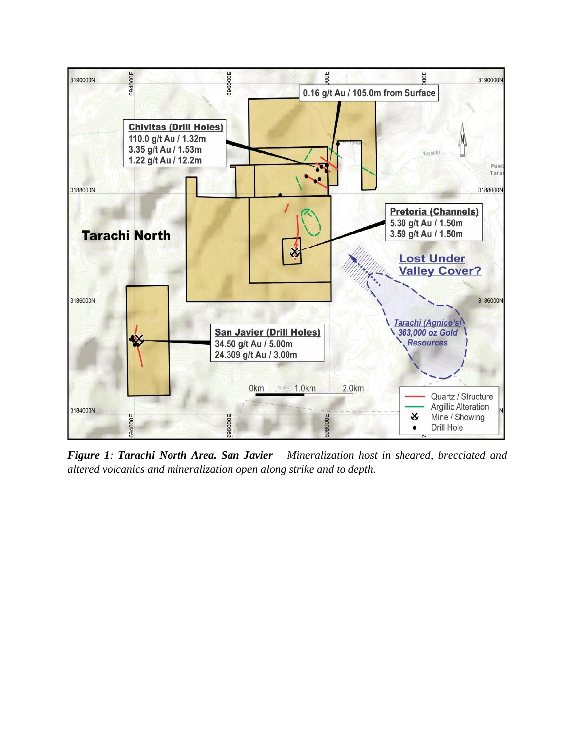***Figure 1**: Tarachi North Area. **San Javier** – Mineralization host in sheared, brecciated and altered volcanics and mineralization open along strike and to depth.*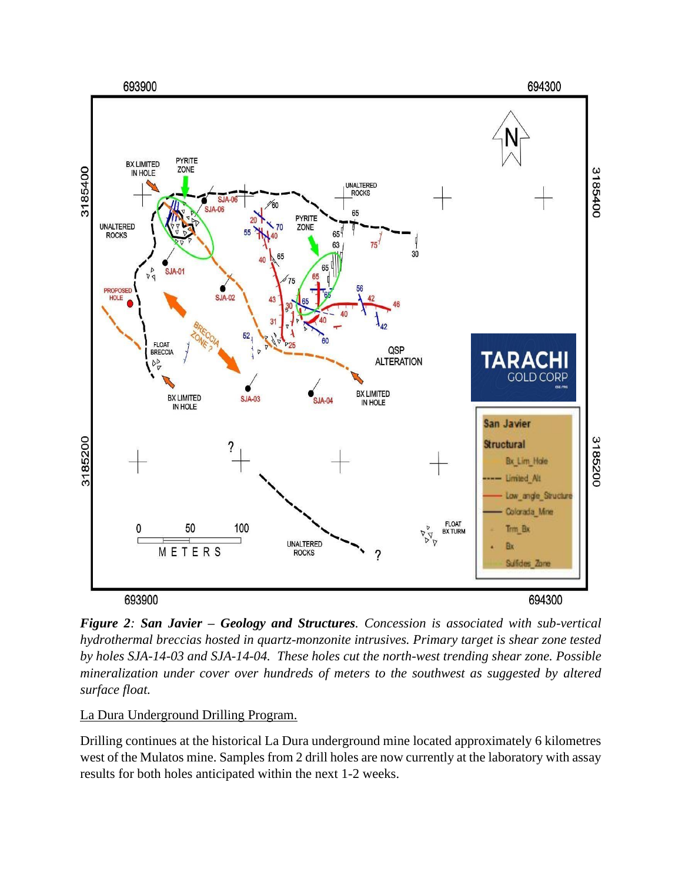***Figure 2**: **San Javier – Geology and Structures**. Concession is associated with sub-vertical hydrothermal breccias hosted in quartz-monzonite intrusives. Primary target is shear zone tested by holes SJA-14-03 and SJA-14-04. These holes cut the north-west trending shear zone. Possible mineralization under cover over hundreds of meters to the southwest as suggested by altered surface float.*

La Dura Underground Drilling Program.

Drilling continues at the historical La Dura underground mine located approximately 6 kilometres west of the Mulatos mine. Samples from 2 drill holes are now currently at the laboratory with assay results for both holes anticipated within the next 1-2 weeks.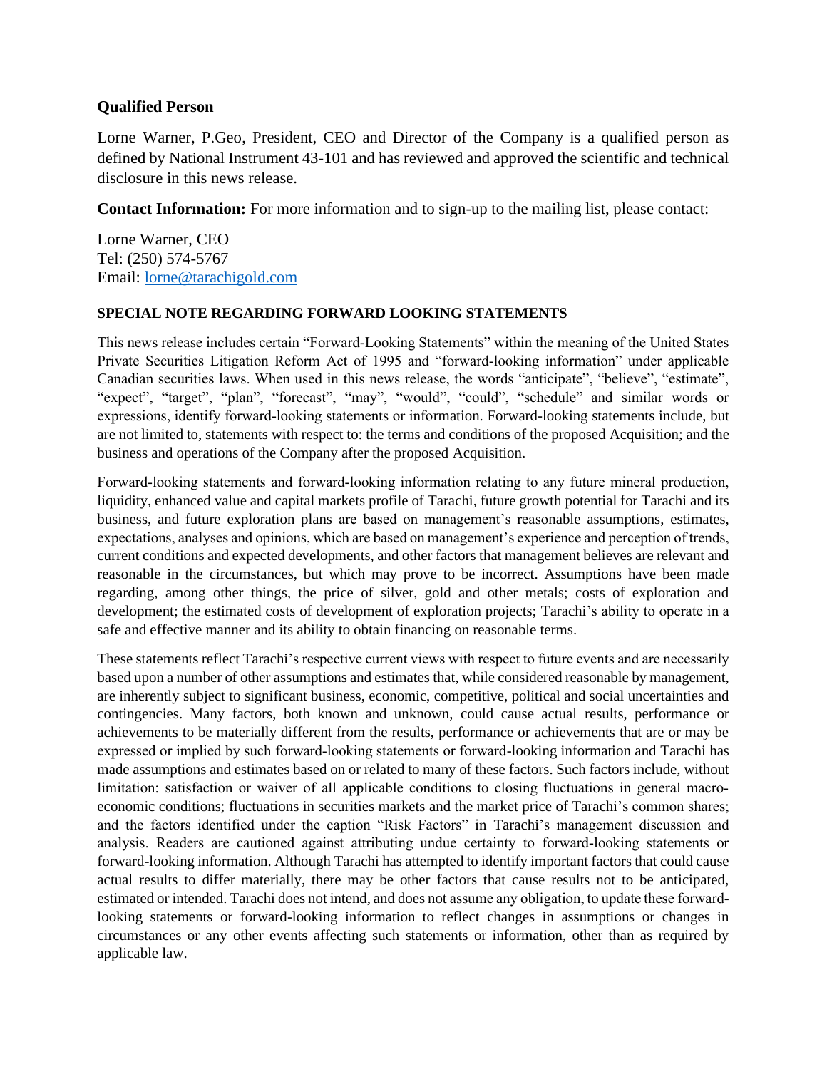**Qualified Person**

Lorne Warner, P.Geo, President, CEO and Director of the Company is a qualified person as defined by National Instrument 43-101 and has reviewed and approved the scientific and technical disclosure in this news release.

**Contact Information:** For more information and to sign-up to the mailing list, please contact:

Lorne Warner, CEO
Tel: (250) 574-5767
Email: lorne@tarachigold.com

**SPECIAL NOTE REGARDING FORWARD LOOKING STATEMENTS**

This news release includes certain "Forward-Looking Statements" within the meaning of the United States Private Securities Litigation Reform Act of 1995 and "forward-looking information" under applicable Canadian securities laws. When used in this news release, the words "anticipate", "believe", "estimate", "expect", "target", "plan", "forecast", "may", "would", "could", "schedule" and similar words or expressions, identify forward-looking statements or information. Forward-looking statements include, but are not limited to, statements with respect to: the terms and conditions of the proposed Acquisition; and the business and operations of the Company after the proposed Acquisition.

Forward-looking statements and forward-looking information relating to any future mineral production, liquidity, enhanced value and capital markets profile of Tarachi, future growth potential for Tarachi and its business, and future exploration plans are based on management's reasonable assumptions, estimates, expectations, analyses and opinions, which are based on management's experience and perception of trends, current conditions and expected developments, and other factors that management believes are relevant and reasonable in the circumstances, but which may prove to be incorrect. Assumptions have been made regarding, among other things, the price of silver, gold and other metals; costs of exploration and development; the estimated costs of development of exploration projects; Tarachi's ability to operate in a safe and effective manner and its ability to obtain financing on reasonable terms.

These statements reflect Tarachi's respective current views with respect to future events and are necessarily based upon a number of other assumptions and estimates that, while considered reasonable by management, are inherently subject to significant business, economic, competitive, political and social uncertainties and contingencies. Many factors, both known and unknown, could cause actual results, performance or achievements to be materially different from the results, performance or achievements that are or may be expressed or implied by such forward-looking statements or forward-looking information and Tarachi has made assumptions and estimates based on or related to many of these factors. Such factors include, without limitation: satisfaction or waiver of all applicable conditions to closing fluctuations in general macro-economic conditions; fluctuations in securities markets and the market price of Tarachi's common shares; and the factors identified under the caption "Risk Factors" in Tarachi's management discussion and analysis. Readers are cautioned against attributing undue certainty to forward-looking statements or forward-looking information. Although Tarachi has attempted to identify important factors that could cause actual results to differ materially, there may be other factors that cause results not to be anticipated, estimated or intended. Tarachi does not intend, and does not assume any obligation, to update these forward-looking statements or forward-looking information to reflect changes in assumptions or changes in circumstances or any other events affecting such statements or information, other than as required by applicable law.